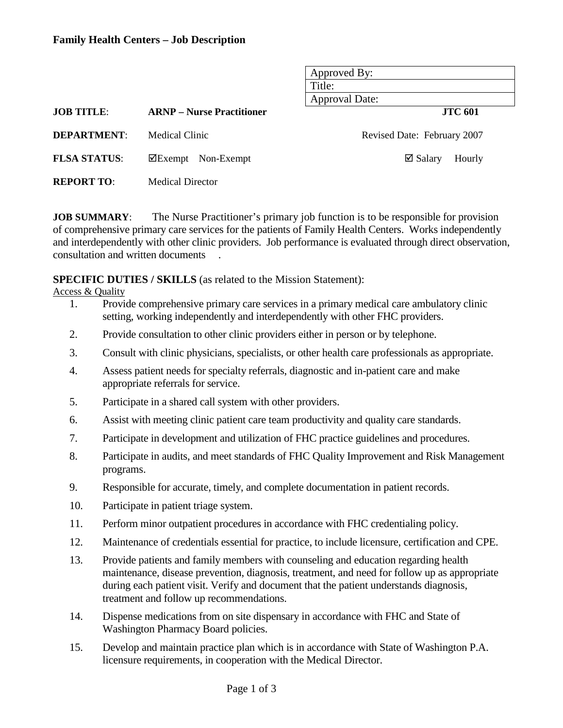**Family Health Centers – Job Description**

| Approved By: |
|---|
| Title: |
| Approval Date: |

**JOB TITLE**: **ARNP – Nurse Practitioner** **JTC 601**

**DEPARTMENT**: Medical Clinic Revised Date: February 2007

**FLSA STATUS**: ☑Exempt Non-Exempt ☑ Salary Hourly

**REPORT TO**: Medical Director

**JOB SUMMARY**: The Nurse Practitioner's primary job function is to be responsible for provision of comprehensive primary care services for the patients of Family Health Centers. Works independently and interdependently with other clinic providers. Job performance is evaluated through direct observation, consultation and written documents .

**SPECIFIC DUTIES / SKILLS** (as related to the Mission Statement):

<u>Access & Quality</u>

1. Provide comprehensive primary care services in a primary medical care ambulatory clinic setting, working independently and interdependently with other FHC providers.
2. Provide consultation to other clinic providers either in person or by telephone.
3. Consult with clinic physicians, specialists, or other health care professionals as appropriate.
4. Assess patient needs for specialty referrals, diagnostic and in-patient care and make appropriate referrals for service.
5. Participate in a shared call system with other providers.
6. Assist with meeting clinic patient care team productivity and quality care standards.
7. Participate in development and utilization of FHC practice guidelines and procedures.
8. Participate in audits, and meet standards of FHC Quality Improvement and Risk Management programs.
9. Responsible for accurate, timely, and complete documentation in patient records.
10. Participate in patient triage system.
11. Perform minor outpatient procedures in accordance with FHC credentialing policy.
12. Maintenance of credentials essential for practice, to include licensure, certification and CPE.
13. Provide patients and family members with counseling and education regarding health maintenance, disease prevention, diagnosis, treatment, and need for follow up as appropriate during each patient visit. Verify and document that the patient understands diagnosis, treatment and follow up recommendations.
14. Dispense medications from on site dispensary in accordance with FHC and State of Washington Pharmacy Board policies.
15. Develop and maintain practice plan which is in accordance with State of Washington P.A. licensure requirements, in cooperation with the Medical Director.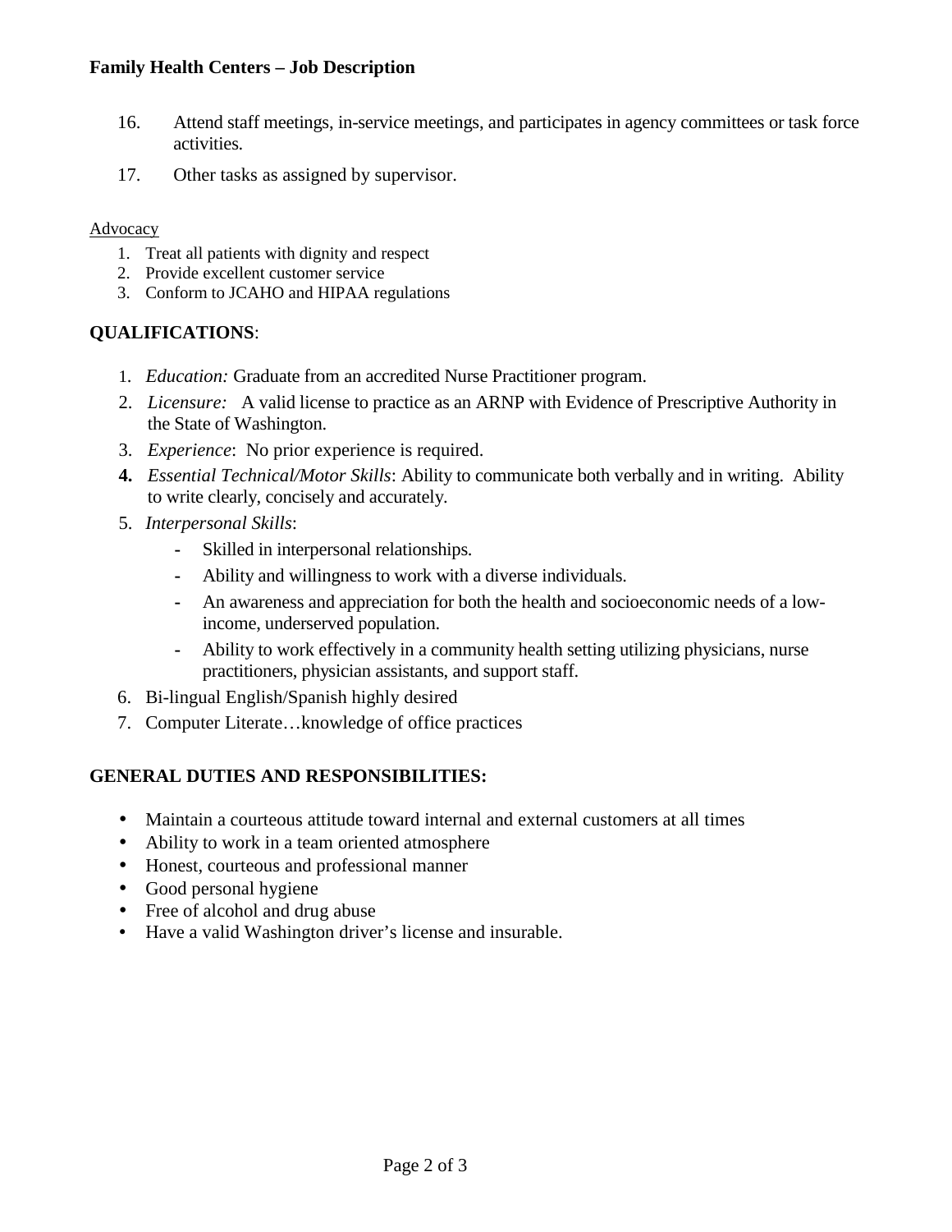16. Attend staff meetings, in-service meetings, and participates in agency committees or task force activities.
17. Other tasks as assigned by supervisor.

Advocacy

1. Treat all patients with dignity and respect
2. Provide excellent customer service
3. Conform to JCAHO and HIPAA regulations

## QUALIFICATIONS:

1. *Education:* Graduate from an accredited Nurse Practitioner program.
2. *Licensure:* A valid license to practice as an ARNP with Evidence of Prescriptive Authority in the State of Washington.
3. *Experience*: No prior experience is required.
4. *Essential Technical/Motor Skills*: Ability to communicate both verbally and in writing. Ability to write clearly, concisely and accurately.
5. *Interpersonal Skills*:
   - Skilled in interpersonal relationships.
   - Ability and willingness to work with a diverse individuals.
   - An awareness and appreciation for both the health and socioeconomic needs of a low-income, underserved population.
   - Ability to work effectively in a community health setting utilizing physicians, nurse practitioners, physician assistants, and support staff.
6. Bi-lingual English/Spanish highly desired
7. Computer Literate…knowledge of office practices

## GENERAL DUTIES AND RESPONSIBILITIES:

- Maintain a courteous attitude toward internal and external customers at all times
- Ability to work in a team oriented atmosphere
- Honest, courteous and professional manner
- Good personal hygiene
- Free of alcohol and drug abuse
- Have a valid Washington driver's license and insurable.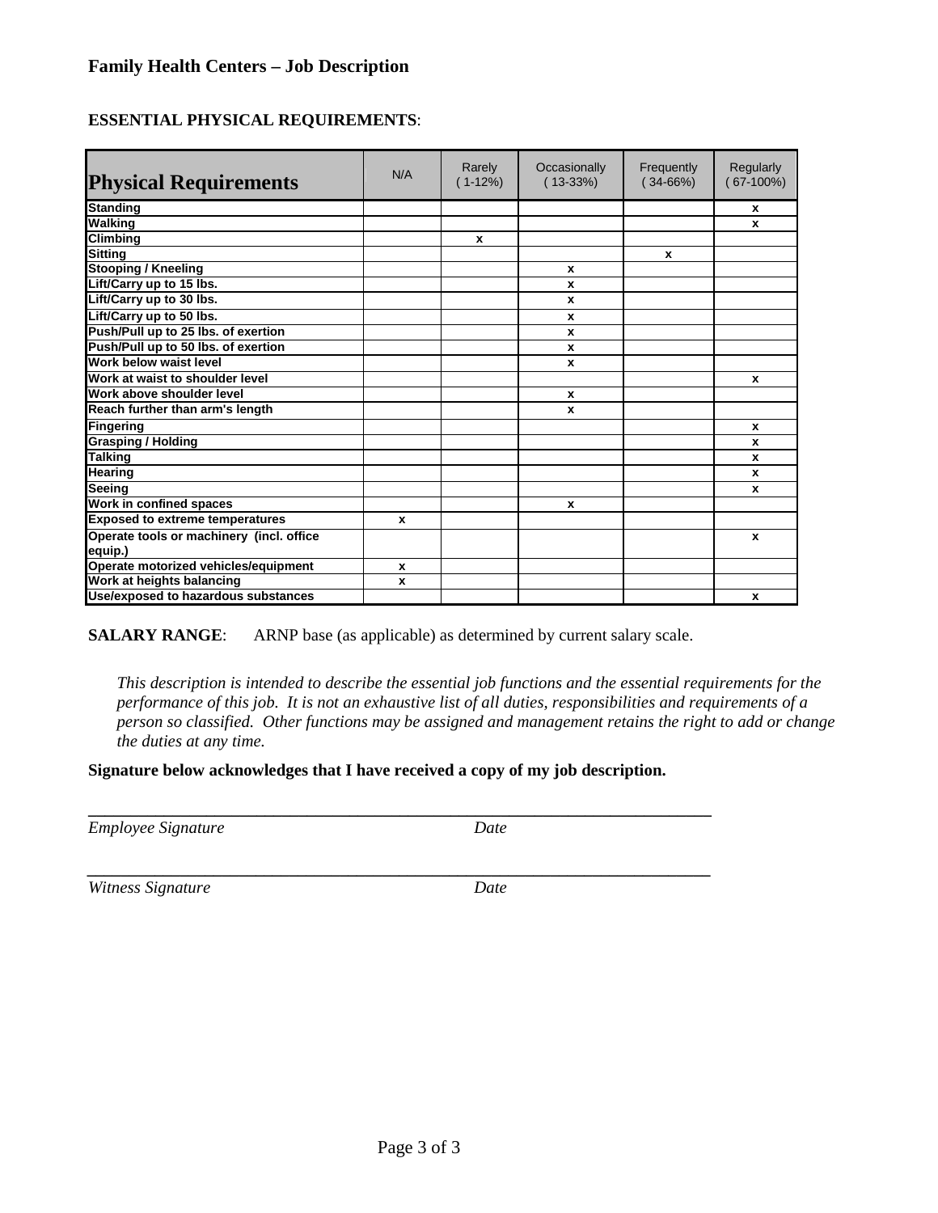**Family Health Centers – Job Description**

**ESSENTIAL PHYSICAL REQUIREMENTS**:

| Physical Requirements | N/A | Rarely (1-12%) | Occasionally (13-33%) | Frequently (34-66%) | Regularly (67-100%) |
|---|---|---|---|---|---|
| Standing | | | | | x |
| Walking | | | | | x |
| Climbing | | x | | | |
| Sitting | | | | x | |
| Stooping / Kneeling | | | x | | |
| Lift/Carry up to 15 lbs. | | | x | | |
| Lift/Carry up to 30 lbs. | | | x | | |
| Lift/Carry up to 50 lbs. | | | x | | |
| Push/Pull up to 25 lbs. of exertion | | | x | | |
| Push/Pull up to 50 lbs. of exertion | | | x | | |
| Work below waist level | | | x | | |
| Work at waist to shoulder level | | | | | x |
| Work above shoulder level | | | x | | |
| Reach further than arm's length | | | x | | |
| Fingering | | | | | x |
| Grasping / Holding | | | | | x |
| Talking | | | | | x |
| Hearing | | | | | x |
| Seeing | | | | | x |
| Work in confined spaces | | | x | | |
| Exposed to extreme temperatures | x | | | | |
| Operate tools or machinery (incl. office equip.) | | | | | x |
| Operate motorized vehicles/equipment | x | | | | |
| Work at heights balancing | x | | | | |
| Use/exposed to hazardous substances | | | | | x |

**SALARY RANGE**: ARNP base (as applicable) as determined by current salary scale.

*This description is intended to describe the essential job functions and the essential requirements for the performance of this job. It is not an exhaustive list of all duties, responsibilities and requirements of a person so classified. Other functions may be assigned and management retains the right to add or change the duties at any time.*

**Signature below acknowledges that I have received a copy of my job description.**

\_\_\_\_\_\_\_\_\_\_\_\_\_\_\_\_\_\_\_\_\_\_\_\_\_\_\_\_\_\_\_\_\_\_\_\_\_\_\_\_\_\_\_\_\_\_\_\_\_\_\_\_\_\_\_\_\_\_\_\_\_\_\_\_\_\_

*Employee Signature* *Date*

\_\_\_\_\_\_\_\_\_\_\_\_\_\_\_\_\_\_\_\_\_\_\_\_\_\_\_\_\_\_\_\_\_\_\_\_\_\_\_\_\_\_\_\_\_\_\_\_\_\_\_\_\_\_\_\_\_\_\_\_\_\_\_\_\_\_

*Witness Signature* *Date*